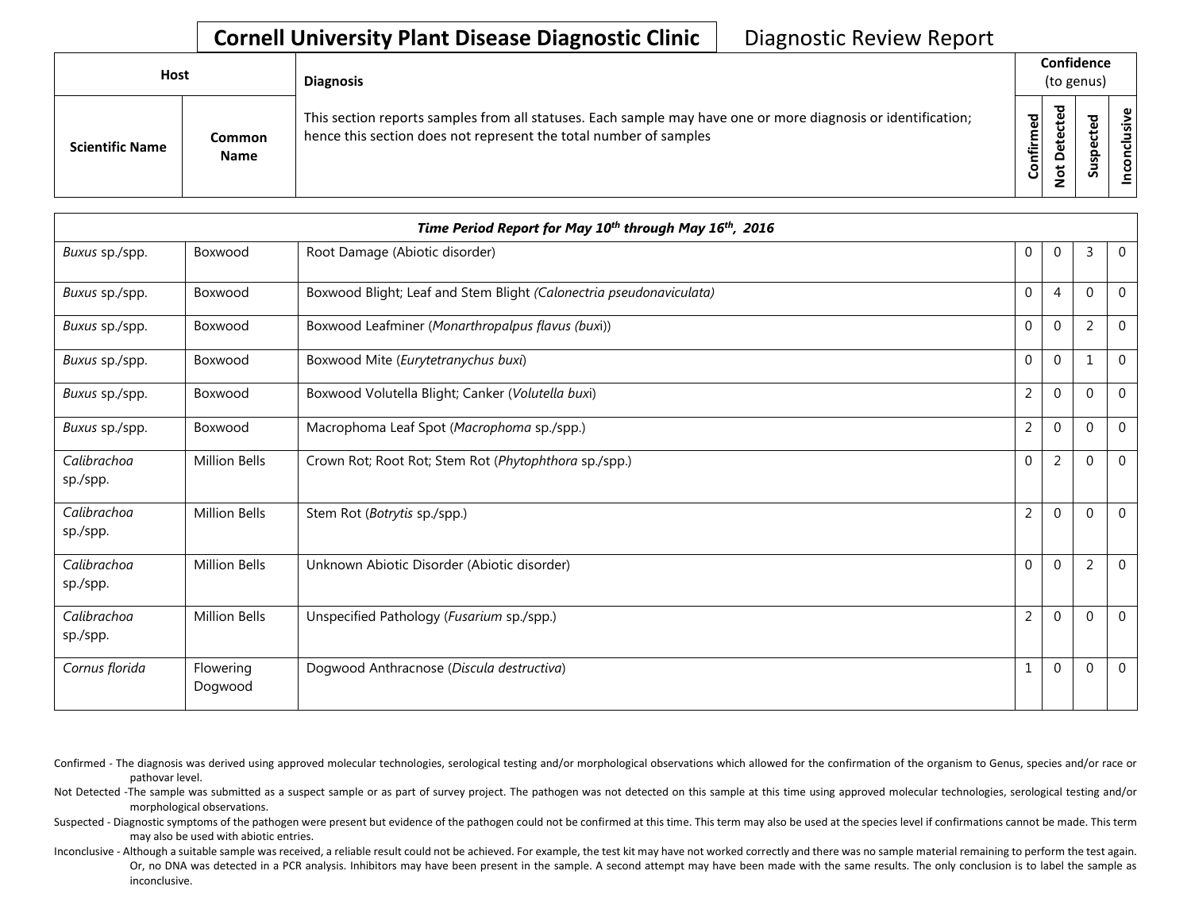# Cornell University Plant Disease Diagnostic Clinic

Diagnostic Review Report

| Host | | Diagnosis | Confidence (to genus) | | | |
|---|---|---|---|---|---|---|
| Scientific Name | Common Name | This section reports samples from all statuses. Each sample may have one or more diagnosis or identification; hence this section does not represent the total number of samples | Confirmed | Not Detected | Suspected | Inconclusive |

| *Time Period Report for May 10th through May 16th, 2016* | | | | | | |
|---|---|---|---|---|---|---|
| *Buxus* sp./spp. | Boxwood | Root Damage (Abiotic disorder) | 0 | 0 | 3 | 0 |
| *Buxus* sp./spp. | Boxwood | Boxwood Blight; Leaf and Stem Blight *(Calonectria pseudonaviculata)* | 0 | 4 | 0 | 0 |
| *Buxus* sp./spp. | Boxwood | Boxwood Leafminer (*Monarthropalpus flavus (buxi)*) | 0 | 0 | 2 | 0 |
| *Buxus* sp./spp. | Boxwood | Boxwood Mite (*Eurytetranychus buxi*) | 0 | 0 | 1 | 0 |
| *Buxus* sp./spp. | Boxwood | Boxwood Volutella Blight; Canker (*Volutella buxi*) | 2 | 0 | 0 | 0 |
| *Buxus* sp./spp. | Boxwood | Macrophoma Leaf Spot (*Macrophoma* sp./spp.) | 2 | 0 | 0 | 0 |
| *Calibrachoa* sp./spp. | Million Bells | Crown Rot; Root Rot; Stem Rot (*Phytophthora* sp./spp.) | 0 | 2 | 0 | 0 |
| *Calibrachoa* sp./spp. | Million Bells | Stem Rot (*Botrytis* sp./spp.) | 2 | 0 | 0 | 0 |
| *Calibrachoa* sp./spp. | Million Bells | Unknown Abiotic Disorder (Abiotic disorder) | 0 | 0 | 2 | 0 |
| *Calibrachoa* sp./spp. | Million Bells | Unspecified Pathology (*Fusarium* sp./spp.) | 2 | 0 | 0 | 0 |
| *Cornus florida* | Flowering Dogwood | Dogwood Anthracnose (*Discula destructiva*) | 1 | 0 | 0 | 0 |

Confirmed - The diagnosis was derived using approved molecular technologies, serological testing and/or morphological observations which allowed for the confirmation of the organism to Genus, species and/or race or pathovar level.

Not Detected -The sample was submitted as a suspect sample or as part of survey project. The pathogen was not detected on this sample at this time using approved molecular technologies, serological testing and/or morphological observations.

Suspected - Diagnostic symptoms of the pathogen were present but evidence of the pathogen could not be confirmed at this time. This term may also be used at the species level if confirmations cannot be made. This term may also be used with abiotic entries.

Inconclusive - Although a suitable sample was received, a reliable result could not be achieved. For example, the test kit may have not worked correctly and there was no sample material remaining to perform the test again. Or, no DNA was detected in a PCR analysis. Inhibitors may have been present in the sample. A second attempt may have been made with the same results. The only conclusion is to label the sample as inconclusive.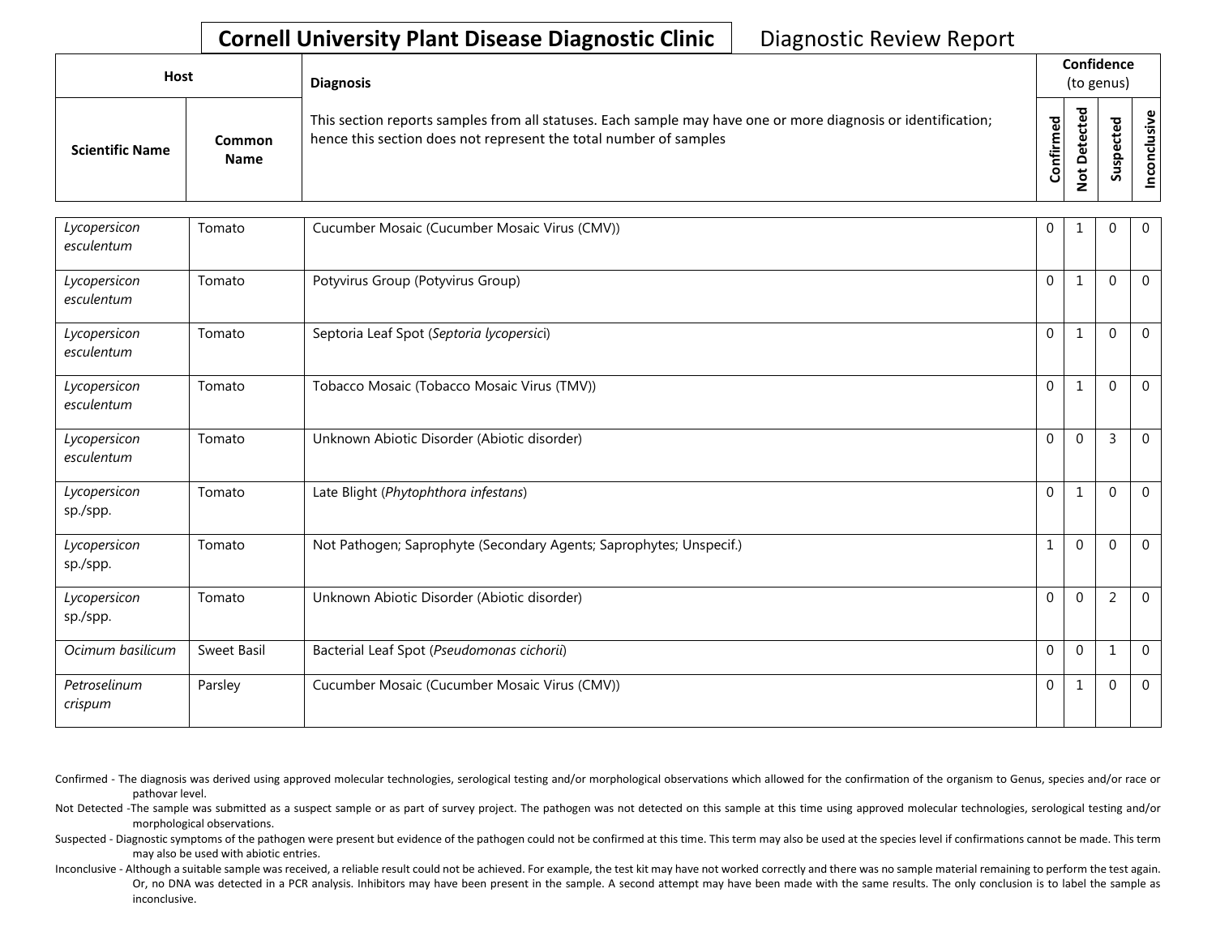# Cornell University Plant Disease Diagnostic Clinic

Diagnostic Review Report

| Host | | Diagnosis | Confidence (to genus) | | | |
|---|---|---|---|---|---|---|
| Scientific Name | Common Name | This section reports samples from all statuses. Each sample may have one or more diagnosis or identification; hence this section does not represent the total number of samples | Confirmed | Not Detected | Suspected | Inconclusive |
| *Lycopersicon esculentum* | Tomato | Cucumber Mosaic (Cucumber Mosaic Virus (CMV)) | 0 | 1 | 0 | 0 |
| *Lycopersicon esculentum* | Tomato | Potyvirus Group (Potyvirus Group) | 0 | 1 | 0 | 0 |
| *Lycopersicon esculentum* | Tomato | Septoria Leaf Spot (*Septoria lycopersici*) | 0 | 1 | 0 | 0 |
| *Lycopersicon esculentum* | Tomato | Tobacco Mosaic (Tobacco Mosaic Virus (TMV)) | 0 | 1 | 0 | 0 |
| *Lycopersicon esculentum* | Tomato | Unknown Abiotic Disorder (Abiotic disorder) | 0 | 0 | 3 | 0 |
| *Lycopersicon sp./spp.* | Tomato | Late Blight (*Phytophthora infestans*) | 0 | 1 | 0 | 0 |
| *Lycopersicon sp./spp.* | Tomato | Not Pathogen; Saprophyte (Secondary Agents; Saprophytes; Unspecif.) | 1 | 0 | 0 | 0 |
| *Lycopersicon sp./spp.* | Tomato | Unknown Abiotic Disorder (Abiotic disorder) | 0 | 0 | 2 | 0 |
| *Ocimum basilicum* | Sweet Basil | Bacterial Leaf Spot (*Pseudomonas cichorii*) | 0 | 0 | 1 | 0 |
| *Petroselinum crispum* | Parsley | Cucumber Mosaic (Cucumber Mosaic Virus (CMV)) | 0 | 1 | 0 | 0 |

Confirmed - The diagnosis was derived using approved molecular technologies, serological testing and/or morphological observations which allowed for the confirmation of the organism to Genus, species and/or race or pathovar level.

Not Detected -The sample was submitted as a suspect sample or as part of survey project. The pathogen was not detected on this sample at this time using approved molecular technologies, serological testing and/or morphological observations.

Suspected - Diagnostic symptoms of the pathogen were present but evidence of the pathogen could not be confirmed at this time. This term may also be used at the species level if confirmations cannot be made. This term may also be used with abiotic entries.

Inconclusive - Although a suitable sample was received, a reliable result could not be achieved. For example, the test kit may have not worked correctly and there was no sample material remaining to perform the test again. Or, no DNA was detected in a PCR analysis. Inhibitors may have been present in the sample. A second attempt may have been made with the same results. The only conclusion is to label the sample as inconclusive.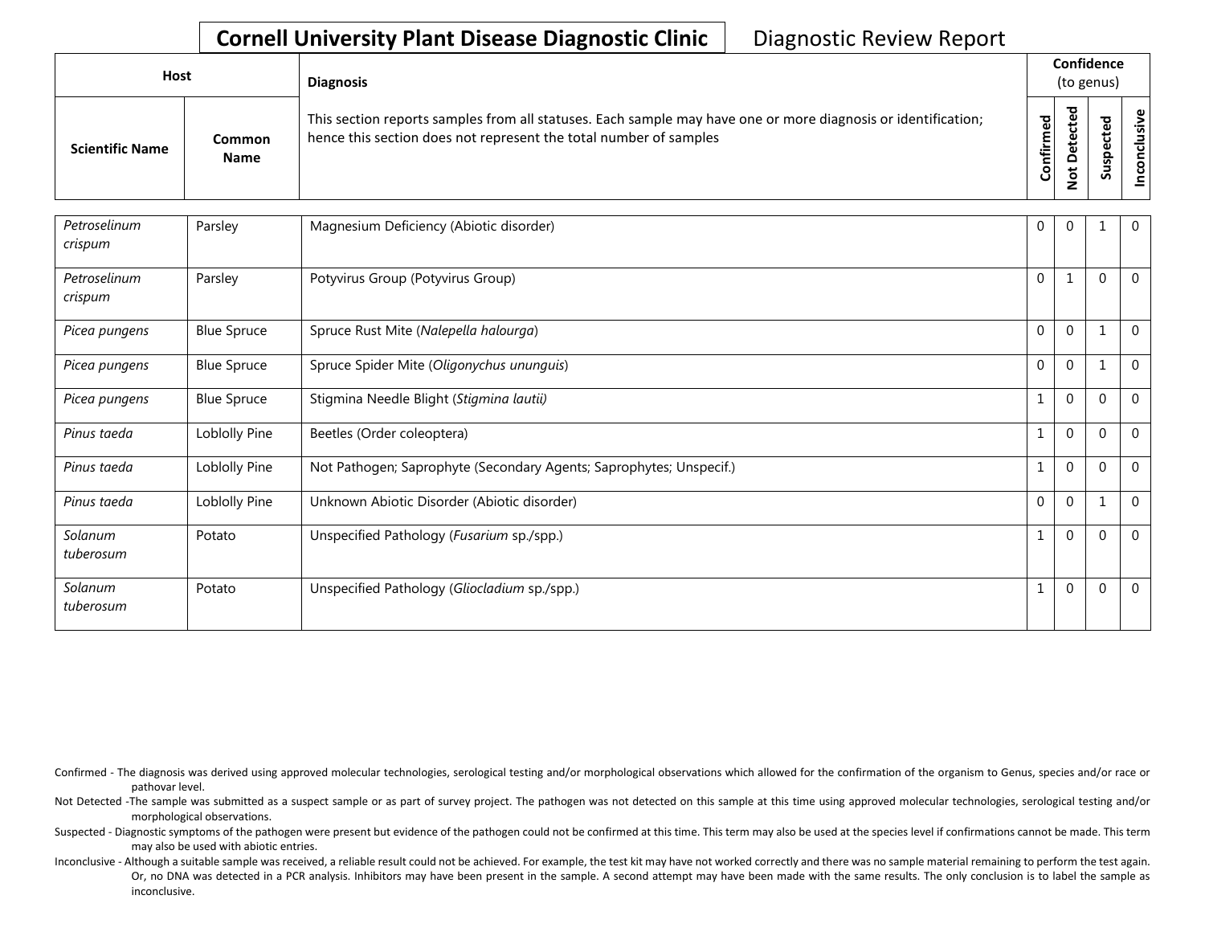# Cornell University Plant Disease Diagnostic Clinic

Diagnostic Review Report

| Host | | Diagnosis | Confidence (to genus) | | | |
|---|---|---|---|---|---|---|
| Scientific Name | Common Name | This section reports samples from all statuses. Each sample may have one or more diagnosis or identification; hence this section does not represent the total number of samples | Confirmed | Not Detected | Suspected | Inconclusive |
| *Petroselinum crispum* | Parsley | Magnesium Deficiency (Abiotic disorder) | 0 | 0 | 1 | 0 |
| *Petroselinum crispum* | Parsley | Potyvirus Group (Potyvirus Group) | 0 | 1 | 0 | 0 |
| *Picea pungens* | Blue Spruce | Spruce Rust Mite (*Nalepella halourga*) | 0 | 0 | 1 | 0 |
| *Picea pungens* | Blue Spruce | Spruce Spider Mite (*Oligonychus ununguis*) | 0 | 0 | 1 | 0 |
| *Picea pungens* | Blue Spruce | Stigmina Needle Blight (*Stigmina lautii)* | 1 | 0 | 0 | 0 |
| *Pinus taeda* | Loblolly Pine | Beetles (Order coleoptera) | 1 | 0 | 0 | 0 |
| *Pinus taeda* | Loblolly Pine | Not Pathogen; Saprophyte (Secondary Agents; Saprophytes; Unspecif.) | 1 | 0 | 0 | 0 |
| *Pinus taeda* | Loblolly Pine | Unknown Abiotic Disorder (Abiotic disorder) | 0 | 0 | 1 | 0 |
| *Solanum tuberosum* | Potato | Unspecified Pathology (*Fusarium* sp./spp.) | 1 | 0 | 0 | 0 |
| *Solanum tuberosum* | Potato | Unspecified Pathology (*Gliocladium* sp./spp.) | 1 | 0 | 0 | 0 |

Confirmed - The diagnosis was derived using approved molecular technologies, serological testing and/or morphological observations which allowed for the confirmation of the organism to Genus, species and/or race or pathovar level.

Not Detected -The sample was submitted as a suspect sample or as part of survey project. The pathogen was not detected on this sample at this time using approved molecular technologies, serological testing and/or morphological observations.

Suspected - Diagnostic symptoms of the pathogen were present but evidence of the pathogen could not be confirmed at this time. This term may also be used at the species level if confirmations cannot be made. This term may also be used with abiotic entries.

Inconclusive - Although a suitable sample was received, a reliable result could not be achieved. For example, the test kit may have not worked correctly and there was no sample material remaining to perform the test again. Or, no DNA was detected in a PCR analysis. Inhibitors may have been present in the sample. A second attempt may have been made with the same results. The only conclusion is to label the sample as inconclusive.